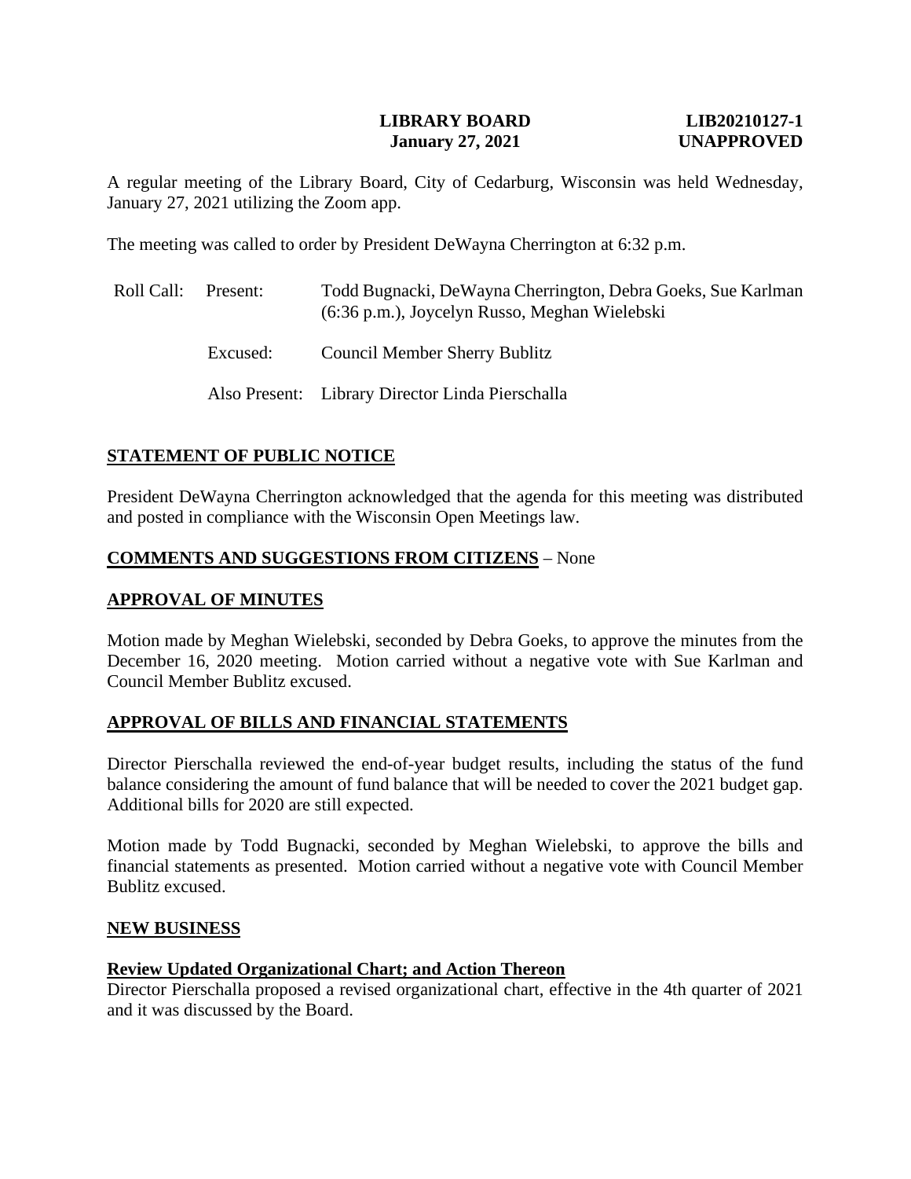**LIBRARY BOARD** **LIB20210127-1**
**January 27, 2021** **UNAPPROVED**

A regular meeting of the Library Board, City of Cedarburg, Wisconsin was held Wednesday, January 27, 2021 utilizing the Zoom app.

The meeting was called to order by President DeWayna Cherrington at 6:32 p.m.

| Roll Call: | Present: | Todd Bugnacki, DeWayna Cherrington, Debra Goeks, Sue Karlman (6:36 p.m.), Joycelyn Russo, Meghan Wielebski |
|---|---|---|
| | Excused: | Council Member Sherry Bublitz |
| | Also Present: | Library Director Linda Pierschalla |

## STATEMENT OF PUBLIC NOTICE

President DeWayna Cherrington acknowledged that the agenda for this meeting was distributed and posted in compliance with the Wisconsin Open Meetings law.

## COMMENTS AND SUGGESTIONS FROM CITIZENS – None

## APPROVAL OF MINUTES

Motion made by Meghan Wielebski, seconded by Debra Goeks, to approve the minutes from the December 16, 2020 meeting. Motion carried without a negative vote with Sue Karlman and Council Member Bublitz excused.

## APPROVAL OF BILLS AND FINANCIAL STATEMENTS

Director Pierschalla reviewed the end-of-year budget results, including the status of the fund balance considering the amount of fund balance that will be needed to cover the 2021 budget gap. Additional bills for 2020 are still expected.

Motion made by Todd Bugnacki, seconded by Meghan Wielebski, to approve the bills and financial statements as presented. Motion carried without a negative vote with Council Member Bublitz excused.

## NEW BUSINESS

### Review Updated Organizational Chart; and Action Thereon

Director Pierschalla proposed a revised organizational chart, effective in the 4th quarter of 2021 and it was discussed by the Board.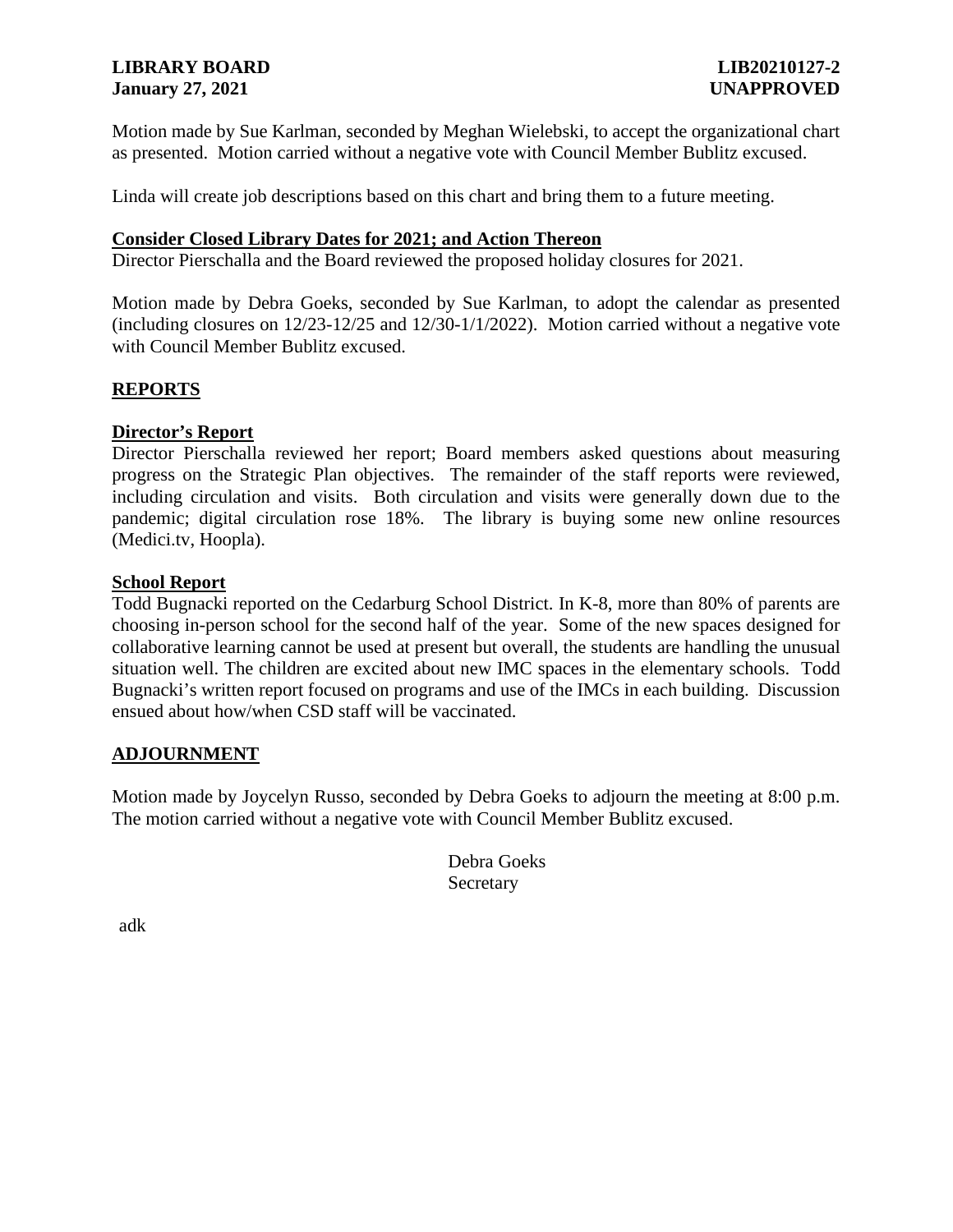Motion made by Sue Karlman, seconded by Meghan Wielebski, to accept the organizational chart as presented. Motion carried without a negative vote with Council Member Bublitz excused.

Linda will create job descriptions based on this chart and bring them to a future meeting.

**Consider Closed Library Dates for 2021; and Action Thereon**

Director Pierschalla and the Board reviewed the proposed holiday closures for 2021.

Motion made by Debra Goeks, seconded by Sue Karlman, to adopt the calendar as presented (including closures on 12/23-12/25 and 12/30-1/1/2022). Motion carried without a negative vote with Council Member Bublitz excused.

## REPORTS

**Director's Report**

Director Pierschalla reviewed her report; Board members asked questions about measuring progress on the Strategic Plan objectives. The remainder of the staff reports were reviewed, including circulation and visits. Both circulation and visits were generally down due to the pandemic; digital circulation rose 18%. The library is buying some new online resources (Medici.tv, Hoopla).

**School Report**

Todd Bugnacki reported on the Cedarburg School District. In K-8, more than 80% of parents are choosing in-person school for the second half of the year. Some of the new spaces designed for collaborative learning cannot be used at present but overall, the students are handling the unusual situation well. The children are excited about new IMC spaces in the elementary schools. Todd Bugnacki's written report focused on programs and use of the IMCs in each building. Discussion ensued about how/when CSD staff will be vaccinated.

## ADJOURNMENT

Motion made by Joycelyn Russo, seconded by Debra Goeks to adjourn the meeting at 8:00 p.m. The motion carried without a negative vote with Council Member Bublitz excused.

Debra Goeks
Secretary

adk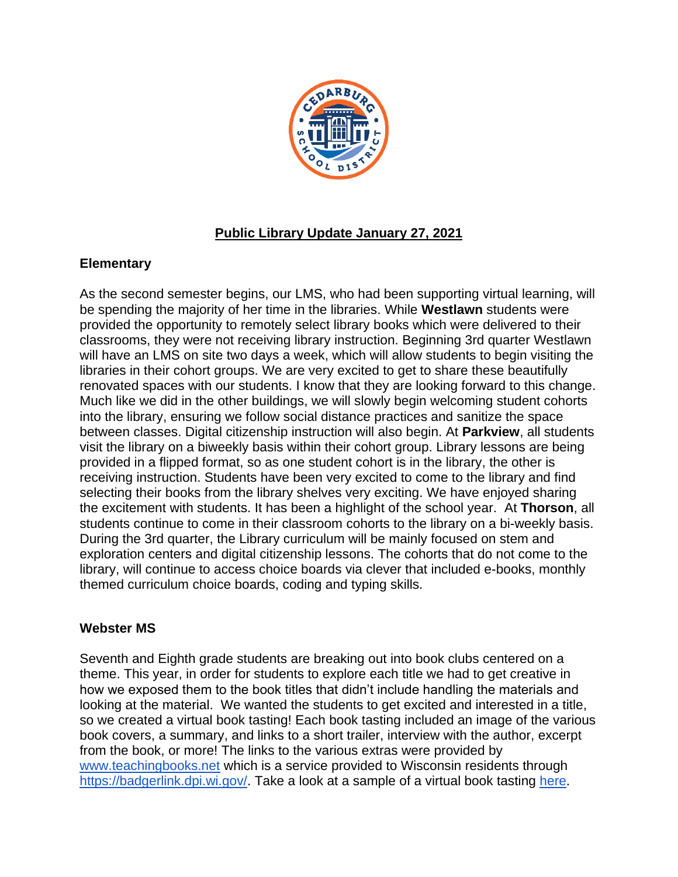# Public Library Update January 27, 2021

## Elementary

As the second semester begins, our LMS, who had been supporting virtual learning, will be spending the majority of her time in the libraries. While **Westlawn** students were provided the opportunity to remotely select library books which were delivered to their classrooms, they were not receiving library instruction. Beginning 3rd quarter Westlawn will have an LMS on site two days a week, which will allow students to begin visiting the libraries in their cohort groups. We are very excited to get to share these beautifully renovated spaces with our students. I know that they are looking forward to this change. Much like we did in the other buildings, we will slowly begin welcoming student cohorts into the library, ensuring we follow social distance practices and sanitize the space between classes. Digital citizenship instruction will also begin. At **Parkview**, all students visit the library on a biweekly basis within their cohort group. Library lessons are being provided in a flipped format, so as one student cohort is in the library, the other is receiving instruction. Students have been very excited to come to the library and find selecting their books from the library shelves very exciting. We have enjoyed sharing the excitement with students. It has been a highlight of the school year. At **Thorson**, all students continue to come in their classroom cohorts to the library on a bi-weekly basis. During the 3rd quarter, the Library curriculum will be mainly focused on stem and exploration centers and digital citizenship lessons. The cohorts that do not come to the library, will continue to access choice boards via clever that included e-books, monthly themed curriculum choice boards, coding and typing skills.

## Webster MS

Seventh and Eighth grade students are breaking out into book clubs centered on a theme. This year, in order for students to explore each title we had to get creative in how we exposed them to the book titles that didn't include handling the materials and looking at the material. We wanted the students to get excited and interested in a title, so we created a virtual book tasting! Each book tasting included an image of the various book covers, a summary, and links to a short trailer, interview with the author, excerpt from the book, or more! The links to the various extras were provided by www.teachingbooks.net which is a service provided to Wisconsin residents through https://badgerlink.dpi.wi.gov/. Take a look at a sample of a virtual book tasting here.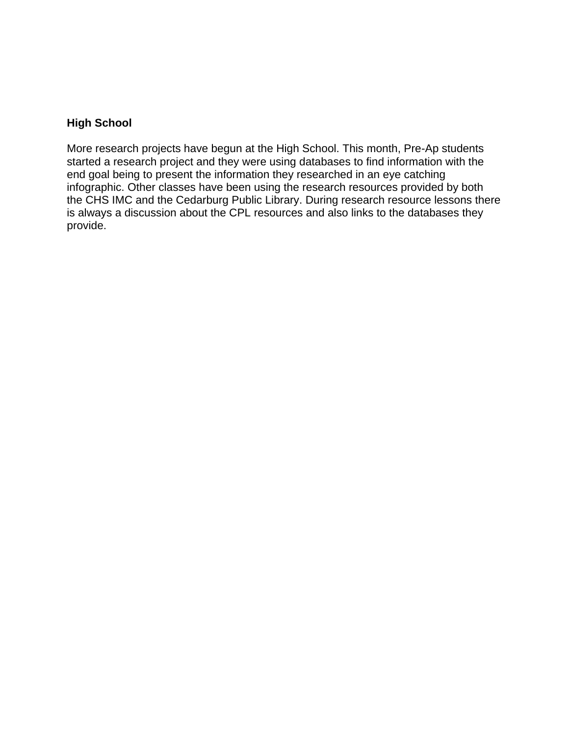**High School**

More research projects have begun at the High School. This month, Pre-Ap students started a research project and they were using databases to find information with the end goal being to present the information they researched in an eye catching infographic. Other classes have been using the research resources provided by both the CHS IMC and the Cedarburg Public Library. During research resource lessons there is always a discussion about the CPL resources and also links to the databases they provide.